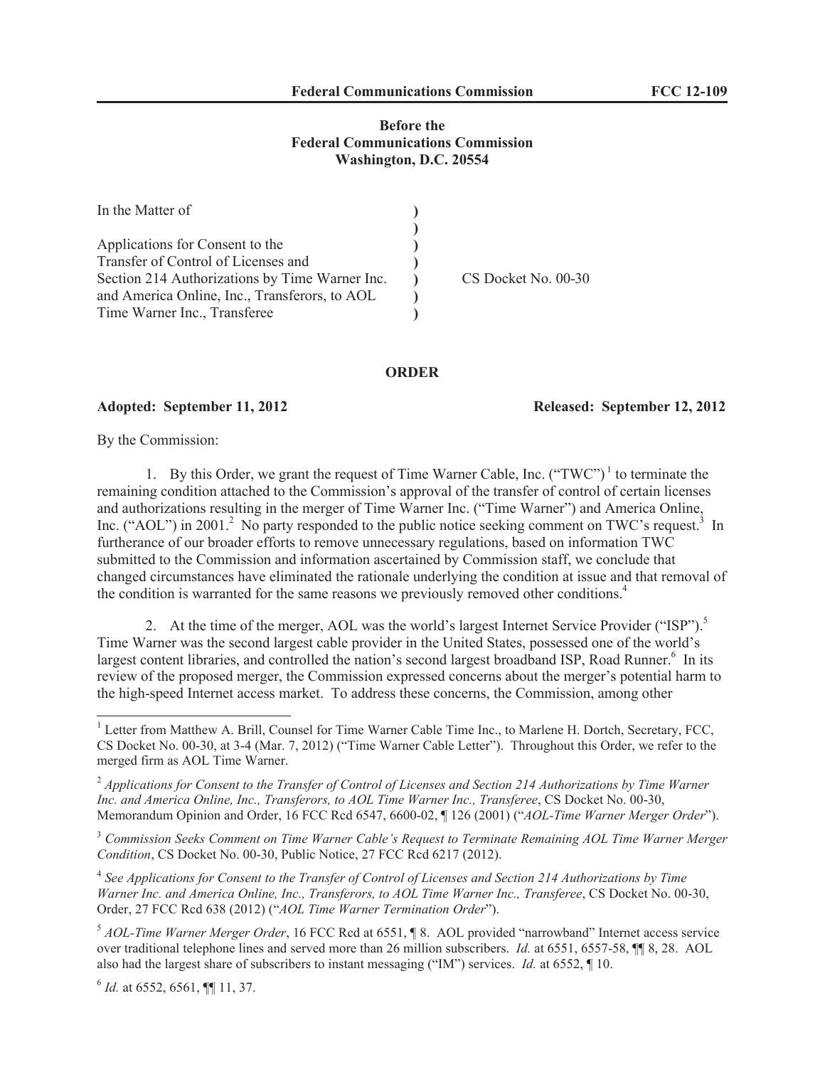**Before the**
**Federal Communications Commission**
**Washington, D.C. 20554**

| In the Matter of | ) | |
|---|---|---|
| | ) | |
| Applications for Consent to the | ) | |
| Transfer of Control of Licenses and | ) | |
| Section 214 Authorizations by Time Warner Inc. | ) | CS Docket No. 00-30 |
| and America Online, Inc., Transferors, to AOL | ) | |
| Time Warner Inc., Transferee | ) | |

## ORDER

**Adopted: September 11, 2012** **Released: September 12, 2012**

By the Commission:

1. By this Order, we grant the request of Time Warner Cable, Inc. ("TWC")[1] to terminate the remaining condition attached to the Commission's approval of the transfer of control of certain licenses and authorizations resulting in the merger of Time Warner Inc. ("Time Warner") and America Online, Inc. ("AOL") in 2001.[2] No party responded to the public notice seeking comment on TWC's request.[3] In furtherance of our broader efforts to remove unnecessary regulations, based on information TWC submitted to the Commission and information ascertained by Commission staff, we conclude that changed circumstances have eliminated the rationale underlying the condition at issue and that removal of the condition is warranted for the same reasons we previously removed other conditions.[4]

2. At the time of the merger, AOL was the world's largest Internet Service Provider ("ISP").[5] Time Warner was the second largest cable provider in the United States, possessed one of the world's largest content libraries, and controlled the nation's second largest broadband ISP, Road Runner.[6] In its review of the proposed merger, the Commission expressed concerns about the merger's potential harm to the high-speed Internet access market. To address these concerns, the Commission, among other

---

[1] Letter from Matthew A. Brill, Counsel for Time Warner Cable Time Inc., to Marlene H. Dortch, Secretary, FCC, CS Docket No. 00-30, at 3-4 (Mar. 7, 2012) ("Time Warner Cable Letter"). Throughout this Order, we refer to the merged firm as AOL Time Warner.

[2] *Applications for Consent to the Transfer of Control of Licenses and Section 214 Authorizations by Time Warner Inc. and America Online, Inc., Transferors, to AOL Time Warner Inc., Transferee*, CS Docket No. 00-30, Memorandum Opinion and Order, 16 FCC Rcd 6547, 6600-02, ¶ 126 (2001) ("*AOL-Time Warner Merger Order*").

[3] *Commission Seeks Comment on Time Warner Cable's Request to Terminate Remaining AOL Time Warner Merger Condition*, CS Docket No. 00-30, Public Notice, 27 FCC Rcd 6217 (2012).

[4] *See Applications for Consent to the Transfer of Control of Licenses and Section 214 Authorizations by Time Warner Inc. and America Online, Inc., Transferors, to AOL Time Warner Inc., Transferee*, CS Docket No. 00-30, Order, 27 FCC Rcd 638 (2012) ("*AOL Time Warner Termination Order*").

[5] *AOL-Time Warner Merger Order*, 16 FCC Rcd at 6551, ¶ 8. AOL provided "narrowband" Internet access service over traditional telephone lines and served more than 26 million subscribers. *Id.* at 6551, 6557-58, ¶¶ 8, 28. AOL also had the largest share of subscribers to instant messaging ("IM") services. *Id.* at 6552, ¶ 10.

[6] *Id.* at 6552, 6561, ¶¶ 11, 37.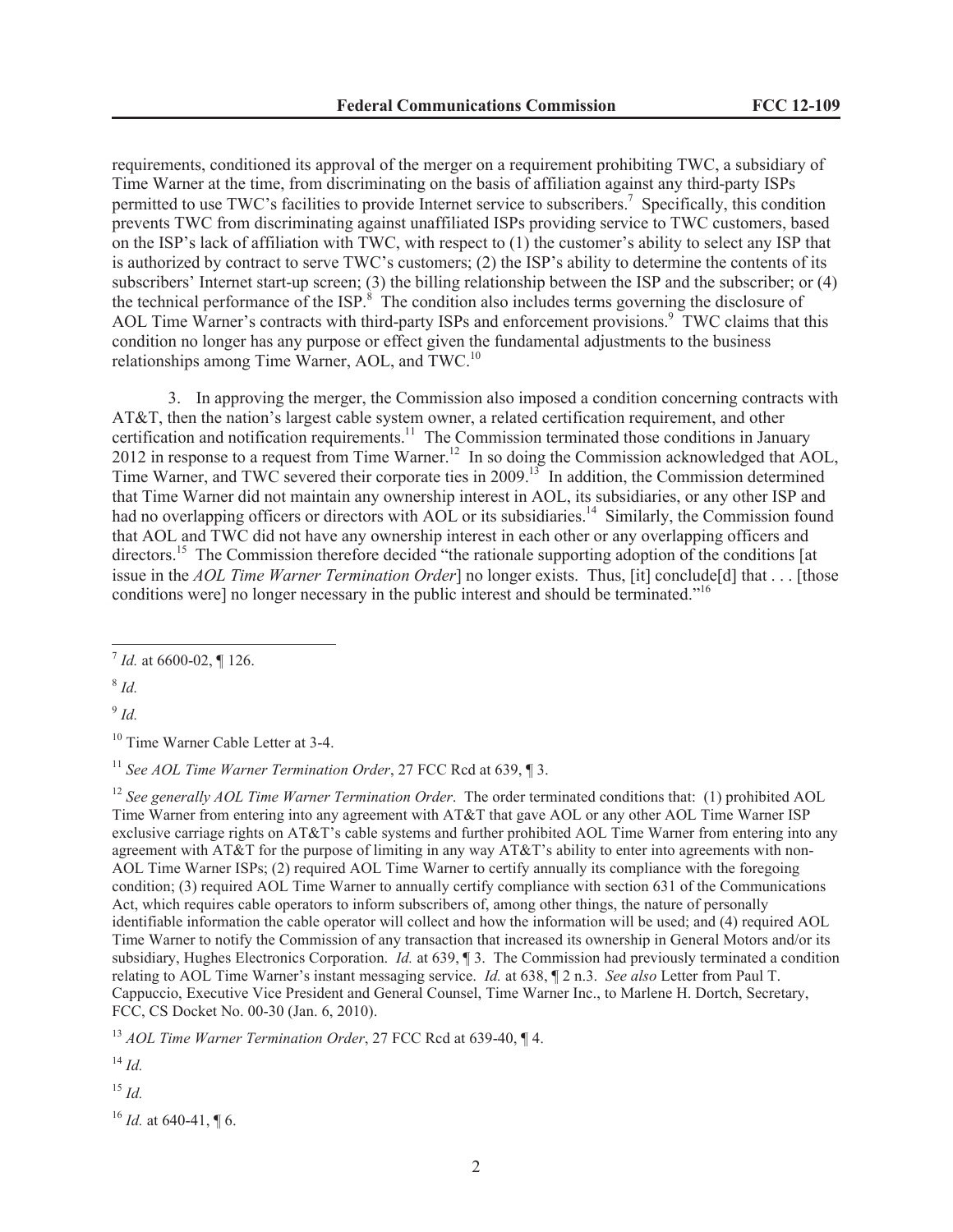requirements, conditioned its approval of the merger on a requirement prohibiting TWC, a subsidiary of Time Warner at the time, from discriminating on the basis of affiliation against any third-party ISPs permitted to use TWC's facilities to provide Internet service to subscribers.[7] Specifically, this condition prevents TWC from discriminating against unaffiliated ISPs providing service to TWC customers, based on the ISP's lack of affiliation with TWC, with respect to (1) the customer's ability to select any ISP that is authorized by contract to serve TWC's customers; (2) the ISP's ability to determine the contents of its subscribers' Internet start-up screen; (3) the billing relationship between the ISP and the subscriber; or (4) the technical performance of the ISP.[8] The condition also includes terms governing the disclosure of AOL Time Warner's contracts with third-party ISPs and enforcement provisions.[9] TWC claims that this condition no longer has any purpose or effect given the fundamental adjustments to the business relationships among Time Warner, AOL, and TWC.[10]

3. In approving the merger, the Commission also imposed a condition concerning contracts with AT&T, then the nation's largest cable system owner, a related certification requirement, and other certification and notification requirements.[11] The Commission terminated those conditions in January 2012 in response to a request from Time Warner.[12] In so doing the Commission acknowledged that AOL, Time Warner, and TWC severed their corporate ties in 2009.[13] In addition, the Commission determined that Time Warner did not maintain any ownership interest in AOL, its subsidiaries, or any other ISP and had no overlapping officers or directors with AOL or its subsidiaries.[14] Similarly, the Commission found that AOL and TWC did not have any ownership interest in each other or any overlapping officers and directors.[15] The Commission therefore decided "the rationale supporting adoption of the conditions [at issue in the *AOL Time Warner Termination Order*] no longer exists. Thus, [it] conclude[d] that . . . [those conditions were] no longer necessary in the public interest and should be terminated."[16]

---

[7] *Id.* at 6600-02, ¶ 126.

[8] *Id.*

[9] *Id.*

[10] Time Warner Cable Letter at 3-4.

[11] *See AOL Time Warner Termination Order*, 27 FCC Rcd at 639, ¶ 3.

[12] *See generally AOL Time Warner Termination Order*. The order terminated conditions that: (1) prohibited AOL Time Warner from entering into any agreement with AT&T that gave AOL or any other AOL Time Warner ISP exclusive carriage rights on AT&T's cable systems and further prohibited AOL Time Warner from entering into any agreement with AT&T for the purpose of limiting in any way AT&T's ability to enter into agreements with non-AOL Time Warner ISPs; (2) required AOL Time Warner to certify annually its compliance with the foregoing condition; (3) required AOL Time Warner to annually certify compliance with section 631 of the Communications Act, which requires cable operators to inform subscribers of, among other things, the nature of personally identifiable information the cable operator will collect and how the information will be used; and (4) required AOL Time Warner to notify the Commission of any transaction that increased its ownership in General Motors and/or its subsidiary, Hughes Electronics Corporation. *Id.* at 639, ¶ 3. The Commission had previously terminated a condition relating to AOL Time Warner's instant messaging service. *Id.* at 638, ¶ 2 n.3. *See also* Letter from Paul T. Cappuccio, Executive Vice President and General Counsel, Time Warner Inc., to Marlene H. Dortch, Secretary, FCC, CS Docket No. 00-30 (Jan. 6, 2010).

[13] *AOL Time Warner Termination Order*, 27 FCC Rcd at 639-40, ¶ 4.

[14] *Id.*

[15] *Id.*

[16] *Id.* at 640-41, ¶ 6.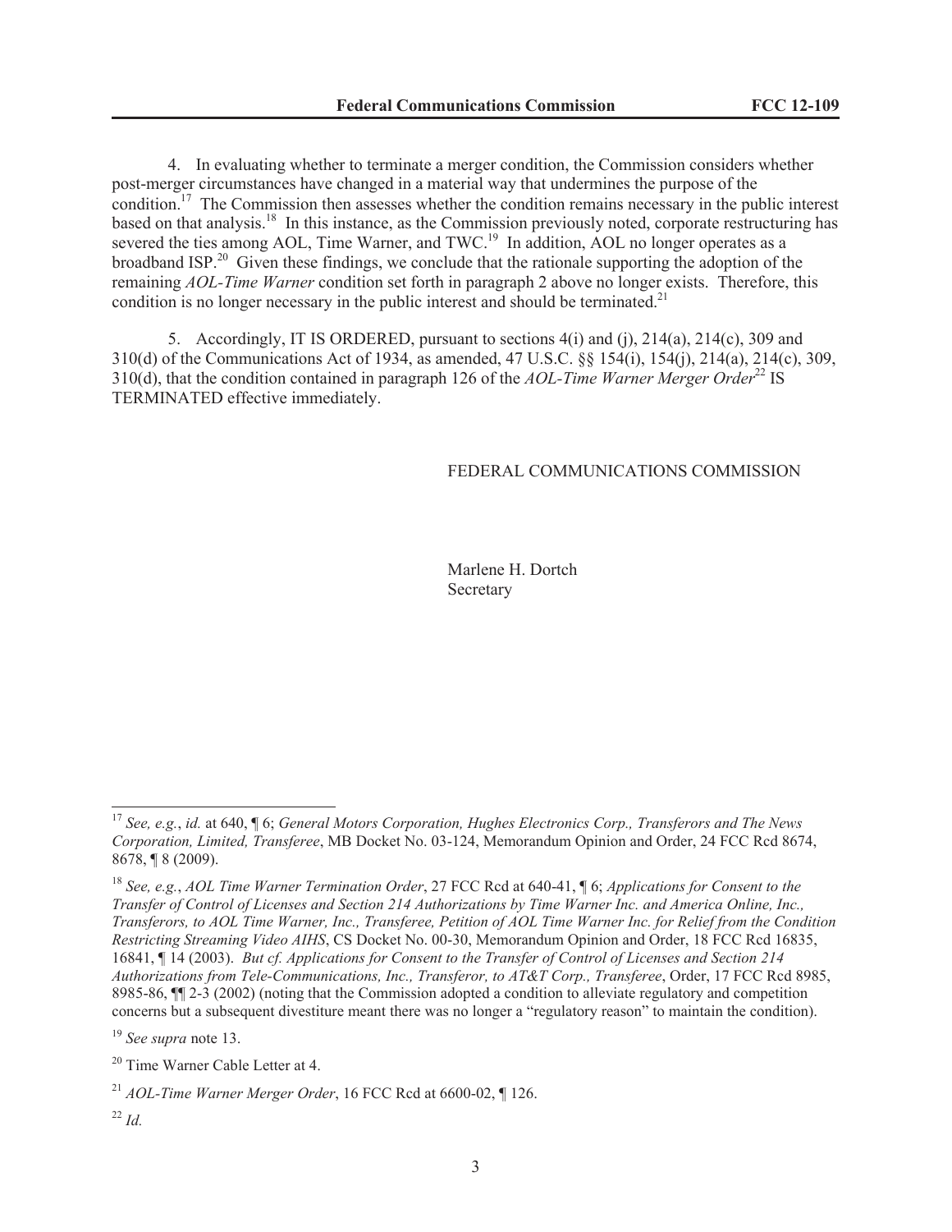4. In evaluating whether to terminate a merger condition, the Commission considers whether post-merger circumstances have changed in a material way that undermines the purpose of the condition.[17] The Commission then assesses whether the condition remains necessary in the public interest based on that analysis.[18] In this instance, as the Commission previously noted, corporate restructuring has severed the ties among AOL, Time Warner, and TWC.[19] In addition, AOL no longer operates as a broadband ISP.[20] Given these findings, we conclude that the rationale supporting the adoption of the remaining *AOL-Time Warner* condition set forth in paragraph 2 above no longer exists. Therefore, this condition is no longer necessary in the public interest and should be terminated.[21]

5. Accordingly, IT IS ORDERED, pursuant to sections 4(i) and (j), 214(a), 214(c), 309 and 310(d) of the Communications Act of 1934, as amended, 47 U.S.C. §§ 154(i), 154(j), 214(a), 214(c), 309, 310(d), that the condition contained in paragraph 126 of the *AOL-Time Warner Merger Order*[22] IS TERMINATED effective immediately.

FEDERAL COMMUNICATIONS COMMISSION

Marlene H. Dortch
Secretary

---

[17] *See, e.g.*, *id.* at 640, ¶ 6; *General Motors Corporation, Hughes Electronics Corp., Transferors and The News Corporation, Limited, Transferee*, MB Docket No. 03-124, Memorandum Opinion and Order, 24 FCC Rcd 8674, 8678, ¶ 8 (2009).

[18] *See, e.g.*, *AOL Time Warner Termination Order*, 27 FCC Rcd at 640-41, ¶ 6; *Applications for Consent to the Transfer of Control of Licenses and Section 214 Authorizations by Time Warner Inc. and America Online, Inc., Transferors, to AOL Time Warner, Inc., Transferee, Petition of AOL Time Warner Inc. for Relief from the Condition Restricting Streaming Video AIHS*, CS Docket No. 00-30, Memorandum Opinion and Order, 18 FCC Rcd 16835, 16841, ¶ 14 (2003). *But cf. Applications for Consent to the Transfer of Control of Licenses and Section 214 Authorizations from Tele-Communications, Inc., Transferor, to AT&T Corp., Transferee*, Order, 17 FCC Rcd 8985, 8985-86, ¶¶ 2-3 (2002) (noting that the Commission adopted a condition to alleviate regulatory and competition concerns but a subsequent divestiture meant there was no longer a "regulatory reason" to maintain the condition).

[19] *See supra* note 13.

[20] Time Warner Cable Letter at 4.

[21] *AOL-Time Warner Merger Order*, 16 FCC Rcd at 6600-02, ¶ 126.

[22] *Id.*